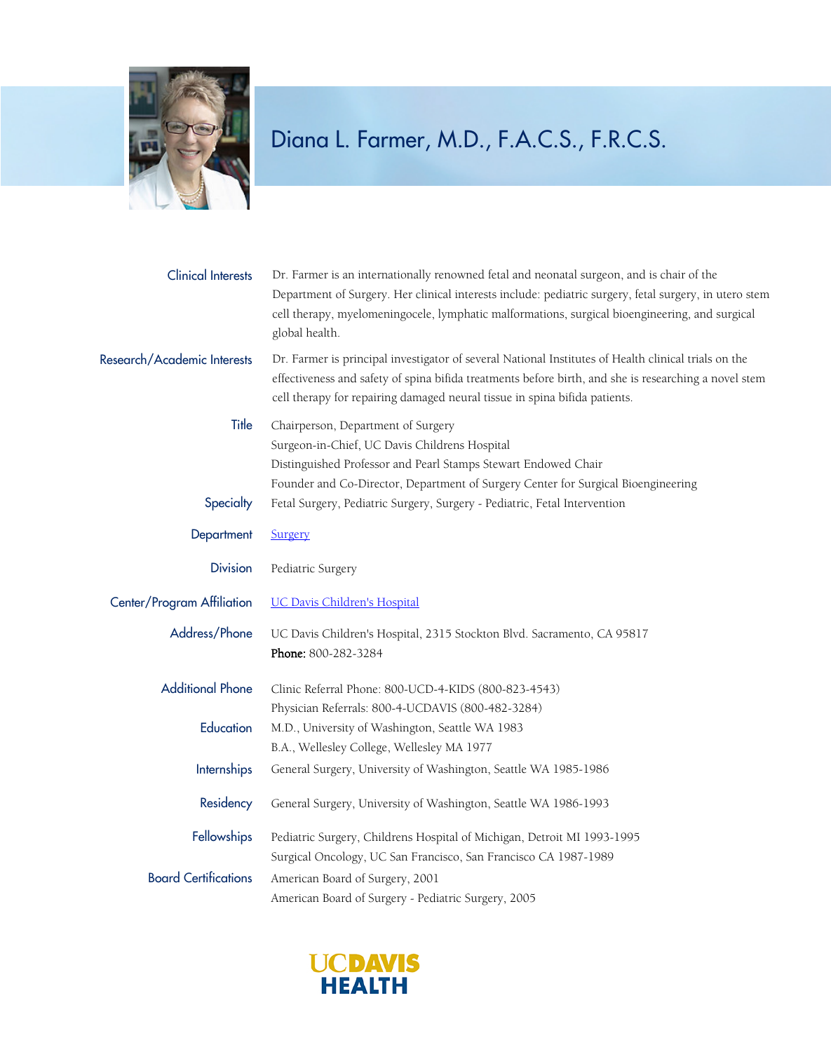# Diana L. Farmer, M.D., F.A.C.S., F.R.C.S.

**Clinical Interests**
Dr. Farmer is an internationally renowned fetal and neonatal surgeon, and is chair of the Department of Surgery. Her clinical interests include: pediatric surgery, fetal surgery, in utero stem cell therapy, myelomeningocele, lymphatic malformations, surgical bioengineering, and surgical global health.

**Research/Academic Interests**
Dr. Farmer is principal investigator of several National Institutes of Health clinical trials on the effectiveness and safety of spina bifida treatments before birth, and she is researching a novel stem cell therapy for repairing damaged neural tissue in spina bifida patients.

**Title**
Chairperson, Department of Surgery
Surgeon-in-Chief, UC Davis Childrens Hospital
Distinguished Professor and Pearl Stamps Stewart Endowed Chair
Founder and Co-Director, Department of Surgery Center for Surgical Bioengineering

**Specialty**
Fetal Surgery, Pediatric Surgery, Surgery - Pediatric, Fetal Intervention

**Department**
Surgery

**Division**
Pediatric Surgery

**Center/Program Affiliation**
UC Davis Children's Hospital

**Address/Phone**
UC Davis Children's Hospital, 2315 Stockton Blvd. Sacramento, CA 95817
**Phone:** 800-282-3284

**Additional Phone**
Clinic Referral Phone: 800-UCD-4-KIDS (800-823-4543)
Physician Referrals: 800-4-UCDAVIS (800-482-3284)

**Education**
M.D., University of Washington, Seattle WA 1983
B.A., Wellesley College, Wellesley MA 1977

**Internships**
General Surgery, University of Washington, Seattle WA 1985-1986

**Residency**
General Surgery, University of Washington, Seattle WA 1986-1993

**Fellowships**
Pediatric Surgery, Childrens Hospital of Michigan, Detroit MI 1993-1995
Surgical Oncology, UC San Francisco, San Francisco CA 1987-1989

**Board Certifications**
American Board of Surgery, 2001
American Board of Surgery - Pediatric Surgery, 2005

UC DAVIS HEALTH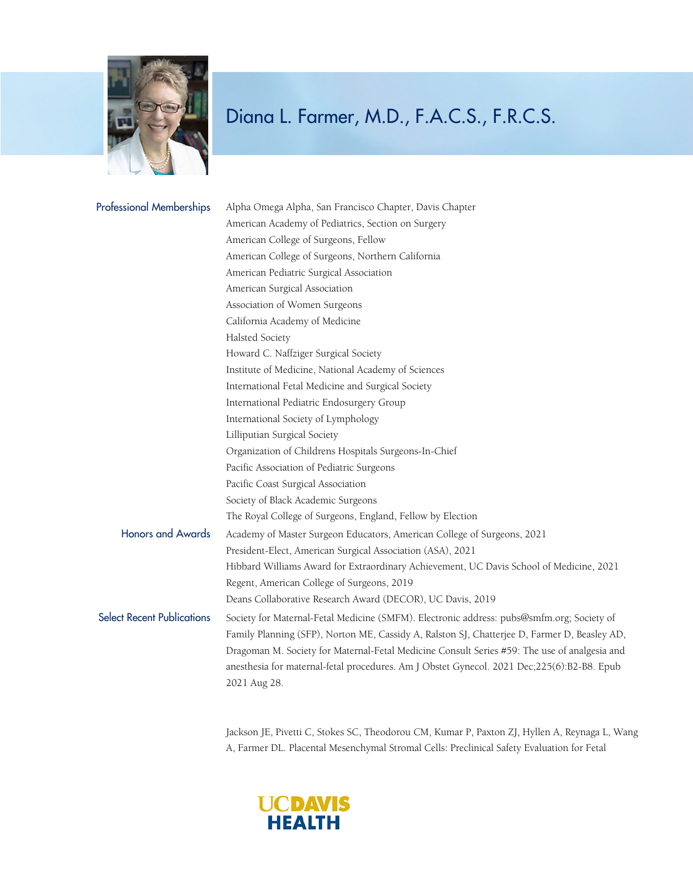# Diana L. Farmer, M.D., F.A.C.S., F.R.C.S.

## Professional Memberships

- Alpha Omega Alpha, San Francisco Chapter, Davis Chapter
- American Academy of Pediatrics, Section on Surgery
- American College of Surgeons, Fellow
- American College of Surgeons, Northern California
- American Pediatric Surgical Association
- American Surgical Association
- Association of Women Surgeons
- California Academy of Medicine
- Halsted Society
- Howard C. Naffziger Surgical Society
- Institute of Medicine, National Academy of Sciences
- International Fetal Medicine and Surgical Society
- International Pediatric Endosurgery Group
- International Society of Lymphology
- Lilliputian Surgical Society
- Organization of Childrens Hospitals Surgeons-In-Chief
- Pacific Association of Pediatric Surgeons
- Pacific Coast Surgical Association
- Society of Black Academic Surgeons
- The Royal College of Surgeons, England, Fellow by Election

## Honors and Awards

- Academy of Master Surgeon Educators, American College of Surgeons, 2021
- President-Elect, American Surgical Association (ASA), 2021
- Hibbard Williams Award for Extraordinary Achievement, UC Davis School of Medicine, 2021
- Regent, American College of Surgeons, 2019
- Deans Collaborative Research Award (DECOR), UC Davis, 2019

## Select Recent Publications

Society for Maternal-Fetal Medicine (SMFM). Electronic address: pubs@smfm.org; Society of Family Planning (SFP), Norton ME, Cassidy A, Ralston SJ, Chatterjee D, Farmer D, Beasley AD, Dragoman M. Society for Maternal-Fetal Medicine Consult Series #59: The use of analgesia and anesthesia for maternal-fetal procedures. Am J Obstet Gynecol. 2021 Dec;225(6):B2-B8. Epub 2021 Aug 28.

Jackson JE, Pivetti C, Stokes SC, Theodorou CM, Kumar P, Paxton ZJ, Hyllen A, Reynaga L, Wang A, Farmer DL. Placental Mesenchymal Stromal Cells: Preclinical Safety Evaluation for Fetal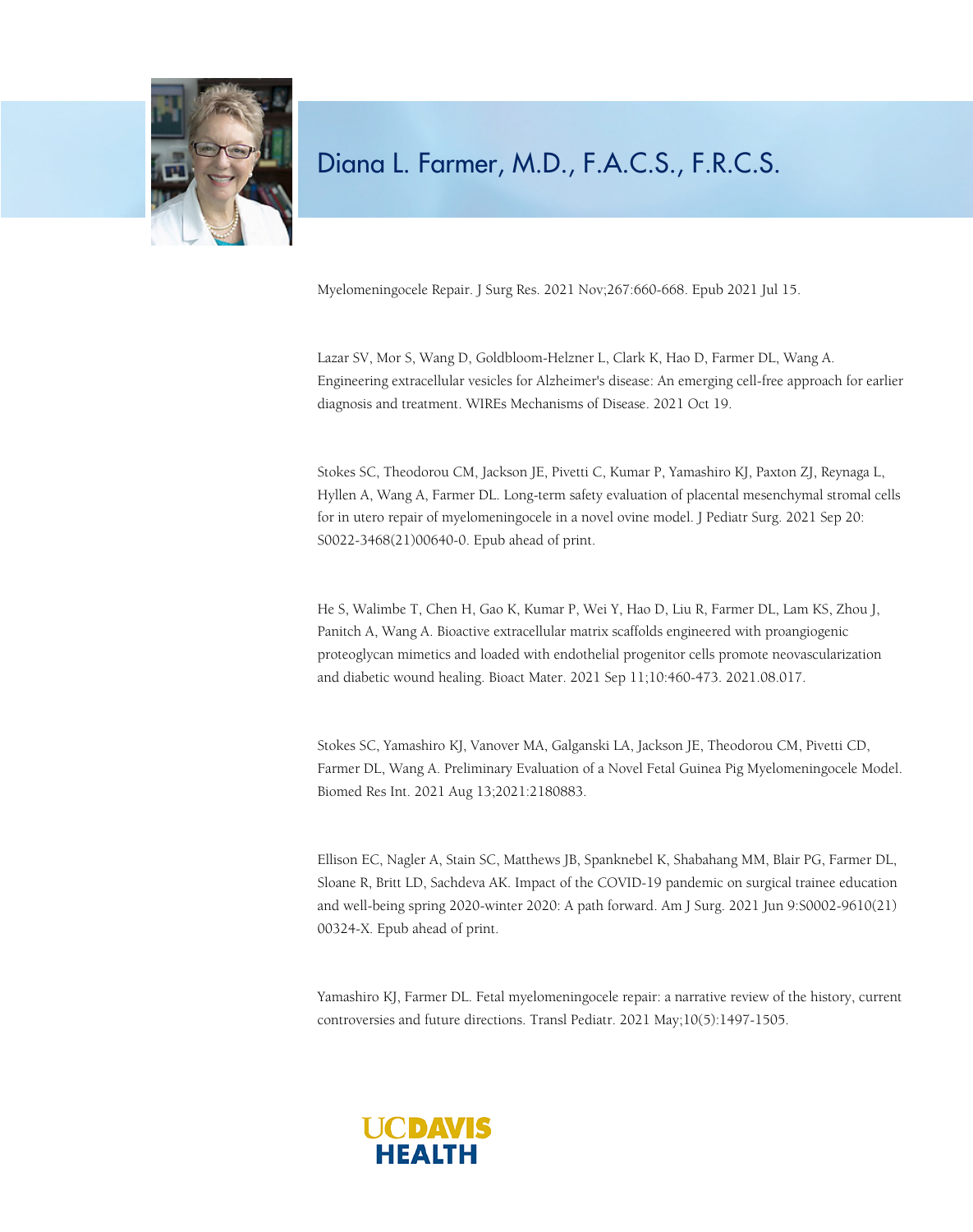# Diana L. Farmer, M.D., F.A.C.S., F.R.C.S.

Myelomeningocele Repair. J Surg Res. 2021 Nov;267:660-668. Epub 2021 Jul 15.

Lazar SV, Mor S, Wang D, Goldbloom-Helzner L, Clark K, Hao D, Farmer DL, Wang A. Engineering extracellular vesicles for Alzheimer's disease: An emerging cell-free approach for earlier diagnosis and treatment. WIREs Mechanisms of Disease. 2021 Oct 19.

Stokes SC, Theodorou CM, Jackson JE, Pivetti C, Kumar P, Yamashiro KJ, Paxton ZJ, Reynaga L, Hyllen A, Wang A, Farmer DL. Long-term safety evaluation of placental mesenchymal stromal cells for in utero repair of myelomeningocele in a novel ovine model. J Pediatr Surg. 2021 Sep 20: S0022-3468(21)00640-0. Epub ahead of print.

He S, Walimbe T, Chen H, Gao K, Kumar P, Wei Y, Hao D, Liu R, Farmer DL, Lam KS, Zhou J, Panitch A, Wang A. Bioactive extracellular matrix scaffolds engineered with proangiogenic proteoglycan mimetics and loaded with endothelial progenitor cells promote neovascularization and diabetic wound healing. Bioact Mater. 2021 Sep 11;10:460-473. 2021.08.017.

Stokes SC, Yamashiro KJ, Vanover MA, Galganski LA, Jackson JE, Theodorou CM, Pivetti CD, Farmer DL, Wang A. Preliminary Evaluation of a Novel Fetal Guinea Pig Myelomeningocele Model. Biomed Res Int. 2021 Aug 13;2021:2180883.

Ellison EC, Nagler A, Stain SC, Matthews JB, Spanknebel K, Shabahang MM, Blair PG, Farmer DL, Sloane R, Britt LD, Sachdeva AK. Impact of the COVID-19 pandemic on surgical trainee education and well-being spring 2020-winter 2020: A path forward. Am J Surg. 2021 Jun 9:S0002-9610(21) 00324-X. Epub ahead of print.

Yamashiro KJ, Farmer DL. Fetal myelomeningocele repair: a narrative review of the history, current controversies and future directions. Transl Pediatr. 2021 May;10(5):1497-1505.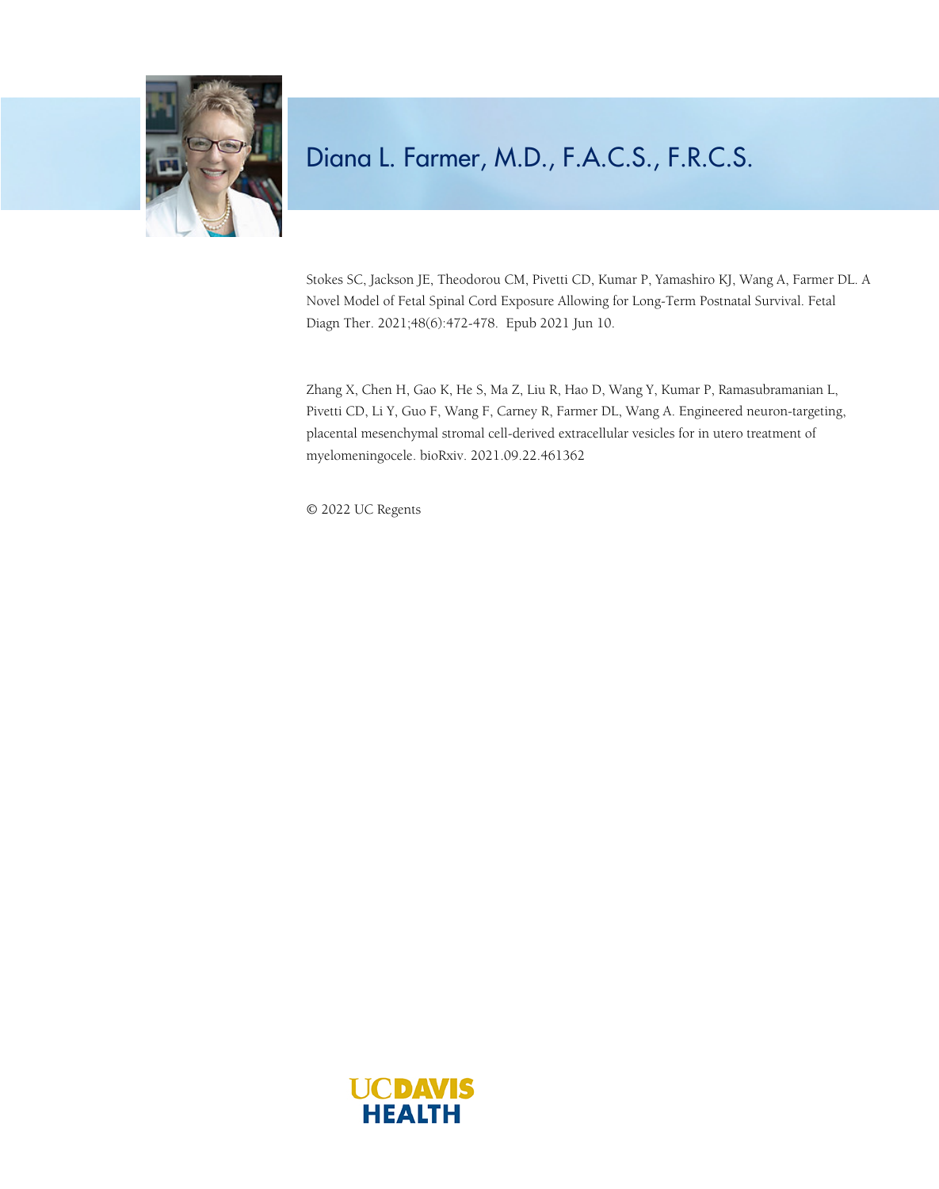# Diana L. Farmer, M.D., F.A.C.S., F.R.C.S.

Stokes SC, Jackson JE, Theodorou CM, Pivetti CD, Kumar P, Yamashiro KJ, Wang A, Farmer DL. A Novel Model of Fetal Spinal Cord Exposure Allowing for Long-Term Postnatal Survival. Fetal Diagn Ther. 2021;48(6):472-478. Epub 2021 Jun 10.

Zhang X, Chen H, Gao K, He S, Ma Z, Liu R, Hao D, Wang Y, Kumar P, Ramasubramanian L, Pivetti CD, Li Y, Guo F, Wang F, Carney R, Farmer DL, Wang A. Engineered neuron-targeting, placental mesenchymal stromal cell-derived extracellular vesicles for in utero treatment of myelomeningocele. bioRxiv. 2021.09.22.461362

© 2022 UC Regents

UCDAVIS HEALTH